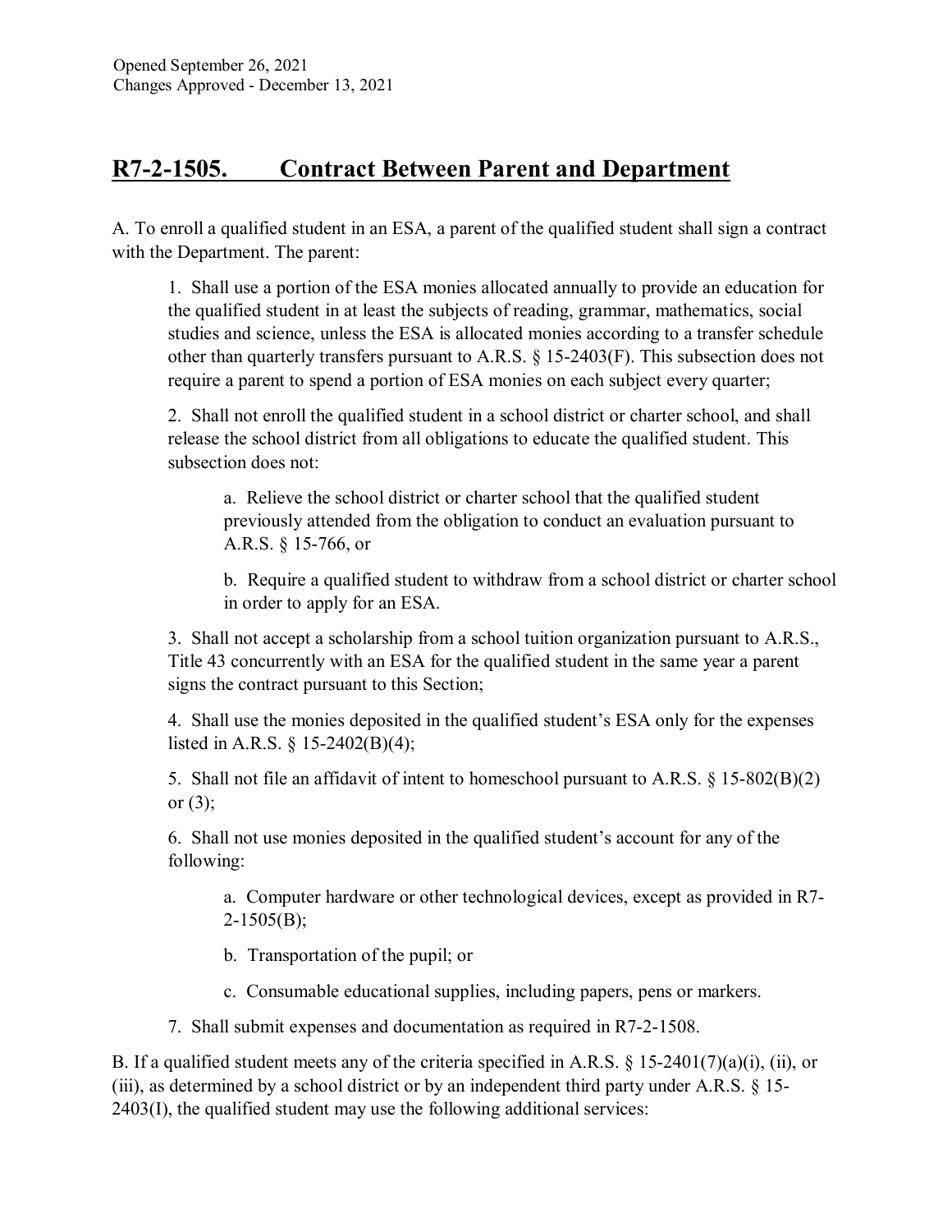Opened September 26, 2021
Changes Approved - December 13, 2021

## R7-2-1505. Contract Between Parent and Department

A. To enroll a qualified student in an ESA, a parent of the qualified student shall sign a contract with the Department. The parent:

1. Shall use a portion of the ESA monies allocated annually to provide an education for the qualified student in at least the subjects of reading, grammar, mathematics, social studies and science, unless the ESA is allocated monies according to a transfer schedule other than quarterly transfers pursuant to A.R.S. § 15-2403(F). This subsection does not require a parent to spend a portion of ESA monies on each subject every quarter;

2. Shall not enroll the qualified student in a school district or charter school, and shall release the school district from all obligations to educate the qualified student. This subsection does not:

   a. Relieve the school district or charter school that the qualified student previously attended from the obligation to conduct an evaluation pursuant to A.R.S. § 15-766, or

   b. Require a qualified student to withdraw from a school district or charter school in order to apply for an ESA.

3. Shall not accept a scholarship from a school tuition organization pursuant to A.R.S., Title 43 concurrently with an ESA for the qualified student in the same year a parent signs the contract pursuant to this Section;

4. Shall use the monies deposited in the qualified student's ESA only for the expenses listed in A.R.S. § 15-2402(B)(4);

5. Shall not file an affidavit of intent to homeschool pursuant to A.R.S. § 15-802(B)(2) or (3);

6. Shall not use monies deposited in the qualified student's account for any of the following:

   a. Computer hardware or other technological devices, except as provided in R7-2-1505(B);

   b. Transportation of the pupil; or

   c. Consumable educational supplies, including papers, pens or markers.

7. Shall submit expenses and documentation as required in R7-2-1508.

B. If a qualified student meets any of the criteria specified in A.R.S. § 15-2401(7)(a)(i), (ii), or (iii), as determined by a school district or by an independent third party under A.R.S. § 15-2403(I), the qualified student may use the following additional services: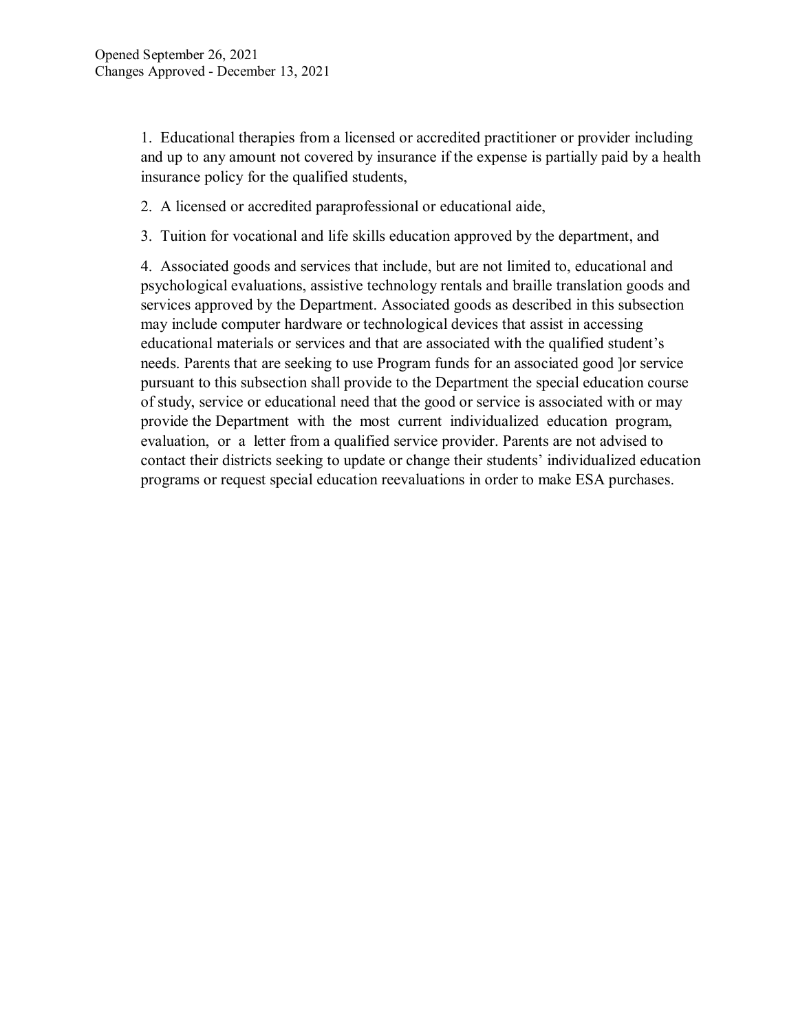1. Educational therapies from a licensed or accredited practitioner or provider including and up to any amount not covered by insurance if the expense is partially paid by a health insurance policy for the qualified students,

2. A licensed or accredited paraprofessional or educational aide,

3. Tuition for vocational and life skills education approved by the department, and

4. Associated goods and services that include, but are not limited to, educational and psychological evaluations, assistive technology rentals and braille translation goods and services approved by the Department. Associated goods as described in this subsection may include computer hardware or technological devices that assist in accessing educational materials or services and that are associated with the qualified student's needs. Parents that are seeking to use Program funds for an associated good ]or service pursuant to this subsection shall provide to the Department the special education course of study, service or educational need that the good or service is associated with or may provide the Department with the most current individualized education program, evaluation, or a letter from a qualified service provider. Parents are not advised to contact their districts seeking to update or change their students' individualized education programs or request special education reevaluations in order to make ESA purchases.